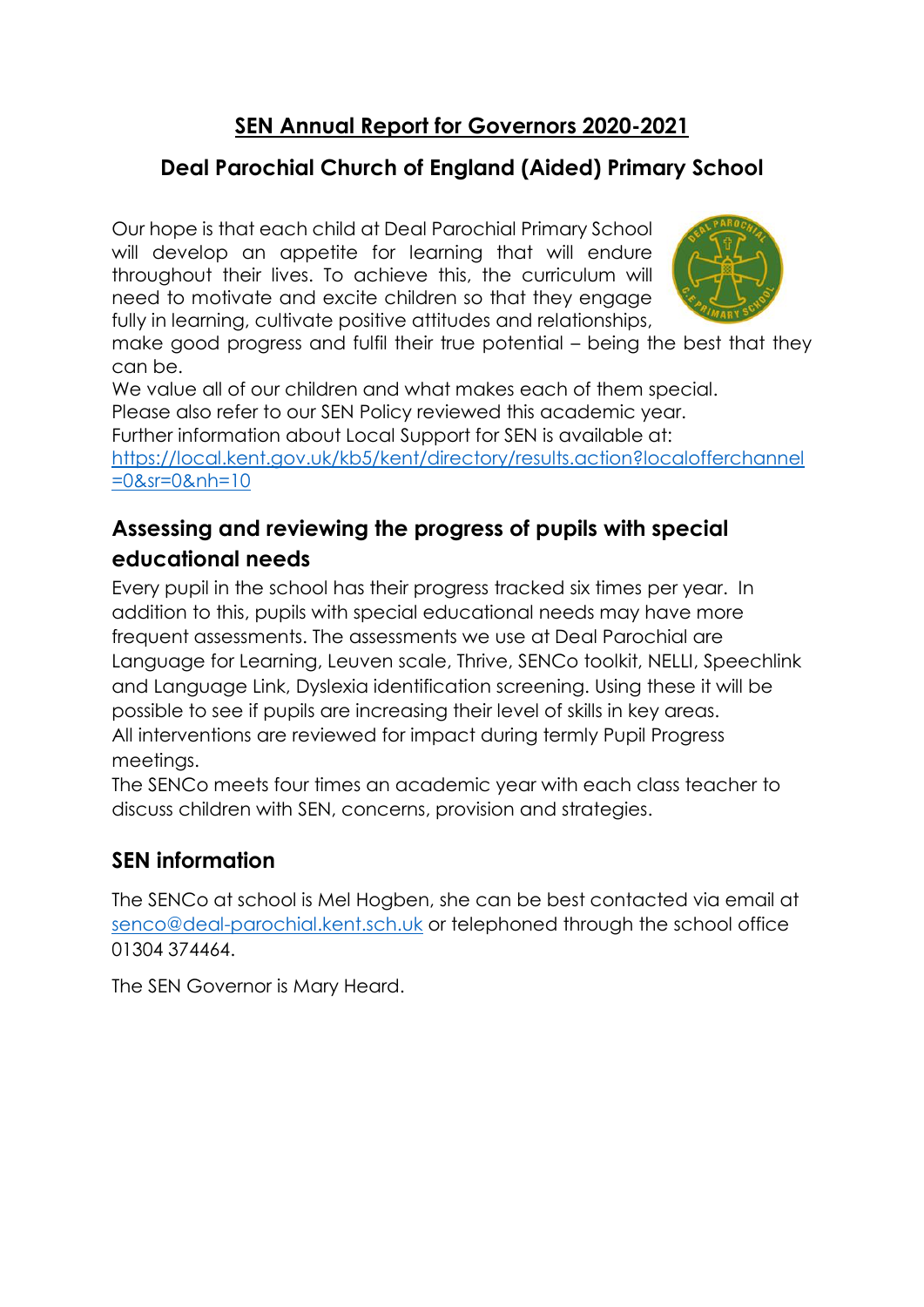# SEN Annual Report for Governors 2020-2021

## Deal Parochial Church of England (Aided) Primary School

Our hope is that each child at Deal Parochial Primary School will develop an appetite for learning that will endure throughout their lives. To achieve this, the curriculum will need to motivate and excite children so that they engage fully in learning, cultivate positive attitudes and relationships, make good progress and fulfil their true potential – being the best that they can be.

We value all of our children and what makes each of them special.

Please also refer to our SEN Policy reviewed this academic year.

Further information about Local Support for SEN is available at:

[https://local.kent.gov.uk/kb5/kent/directory/results.action?localofferchannel=0&sr=0&nh=10](https://local.kent.gov.uk/kb5/kent/directory/results.action?localofferchannel=0&sr=0&nh=10)

## Assessing and reviewing the progress of pupils with special educational needs

Every pupil in the school has their progress tracked six times per year. In addition to this, pupils with special educational needs may have more frequent assessments. The assessments we use at Deal Parochial are Language for Learning, Leuven scale, Thrive, SENCo toolkit, NELLI, Speechlink and Language Link, Dyslexia identification screening. Using these it will be possible to see if pupils are increasing their level of skills in key areas.

All interventions are reviewed for impact during termly Pupil Progress meetings.

The SENCo meets four times an academic year with each class teacher to discuss children with SEN, concerns, provision and strategies.

## SEN information

The SENCo at school is Mel Hogben, she can be best contacted via email at [senco@deal-parochial.kent.sch.uk](mailto:senco@deal-parochial.kent.sch.uk) or telephoned through the school office 01304 374464.

The SEN Governor is Mary Heard.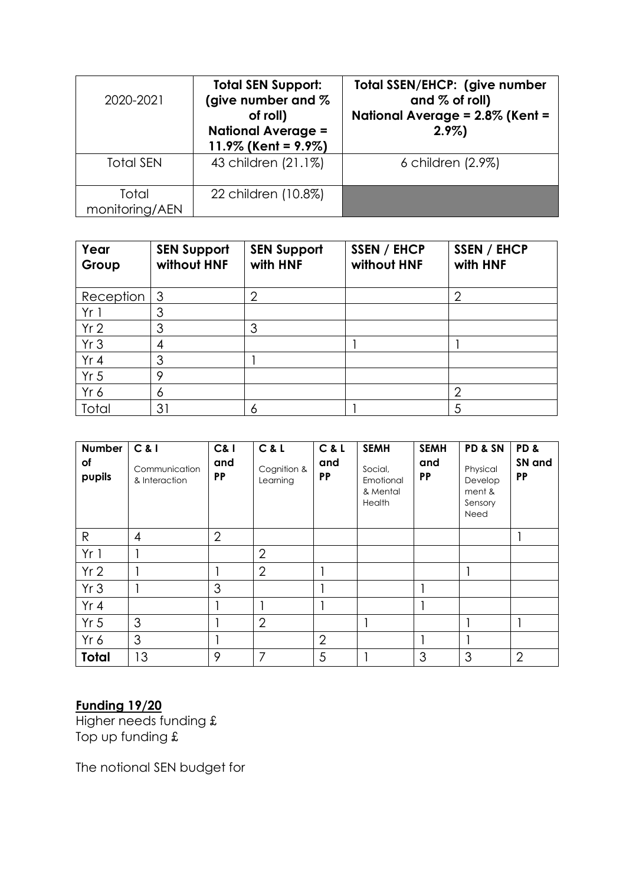| 2020-2021 | **Total SEN Support: (give number and % of roll) National Average = 11.9% (Kent = 9.9%)** | **Total SSEN/EHCP: (give number and % of roll) National Average = 2.8% (Kent = 2.9%)** |
| --- | --- | --- |
| Total SEN | 43 children (21.1%) | 6 children (2.9%) |
| Total monitoring/AEN | 22 children (10.8%) | |

| **Year Group** | **SEN Support without HNF** | **SEN Support with HNF** | **SSEN / EHCP without HNF** | **SSEN / EHCP with HNF** |
| --- | --- | --- | --- | --- |
| Reception | 3 | 2 | | 2 |
| Yr 1 | 3 | | | |
| Yr 2 | 3 | 3 | | |
| Yr 3 | 4 | | 1 | 1 |
| Yr 4 | 3 | 1 | | |
| Yr 5 | 9 | | | |
| Yr 6 | 6 | | | 2 |
| Total | 31 | 6 | 1 | 5 |

| **Number of pupils** | **C & I** Communication & Interaction | **C& I and PP** | **C & L** Cognition & Learning | **C & L and PP** | **SEMH** Social, Emotional & Mental Health | **SEMH and PP** | **PD & SN** Physical Development & Sensory Need | **PD & SN and PP** |
| --- | --- | --- | --- | --- | --- | --- | --- | --- |
| R | 4 | 2 | | | | | | 1 |
| Yr 1 | 1 | | 2 | | | | | |
| Yr 2 | 1 | 1 | 2 | 1 | | | 1 | |
| Yr 3 | 1 | 3 | | 1 | | 1 | | |
| Yr 4 | | 1 | 1 | 1 | | 1 | | |
| Yr 5 | 3 | 1 | 2 | | 1 | | 1 | 1 |
| Yr 6 | 3 | 1 | | 2 | | 1 | 1 | |
| **Total** | 13 | 9 | 7 | 5 | 1 | 3 | 3 | 2 |

**Funding 19/20**

Higher needs funding £
Top up funding £

The notional SEN budget for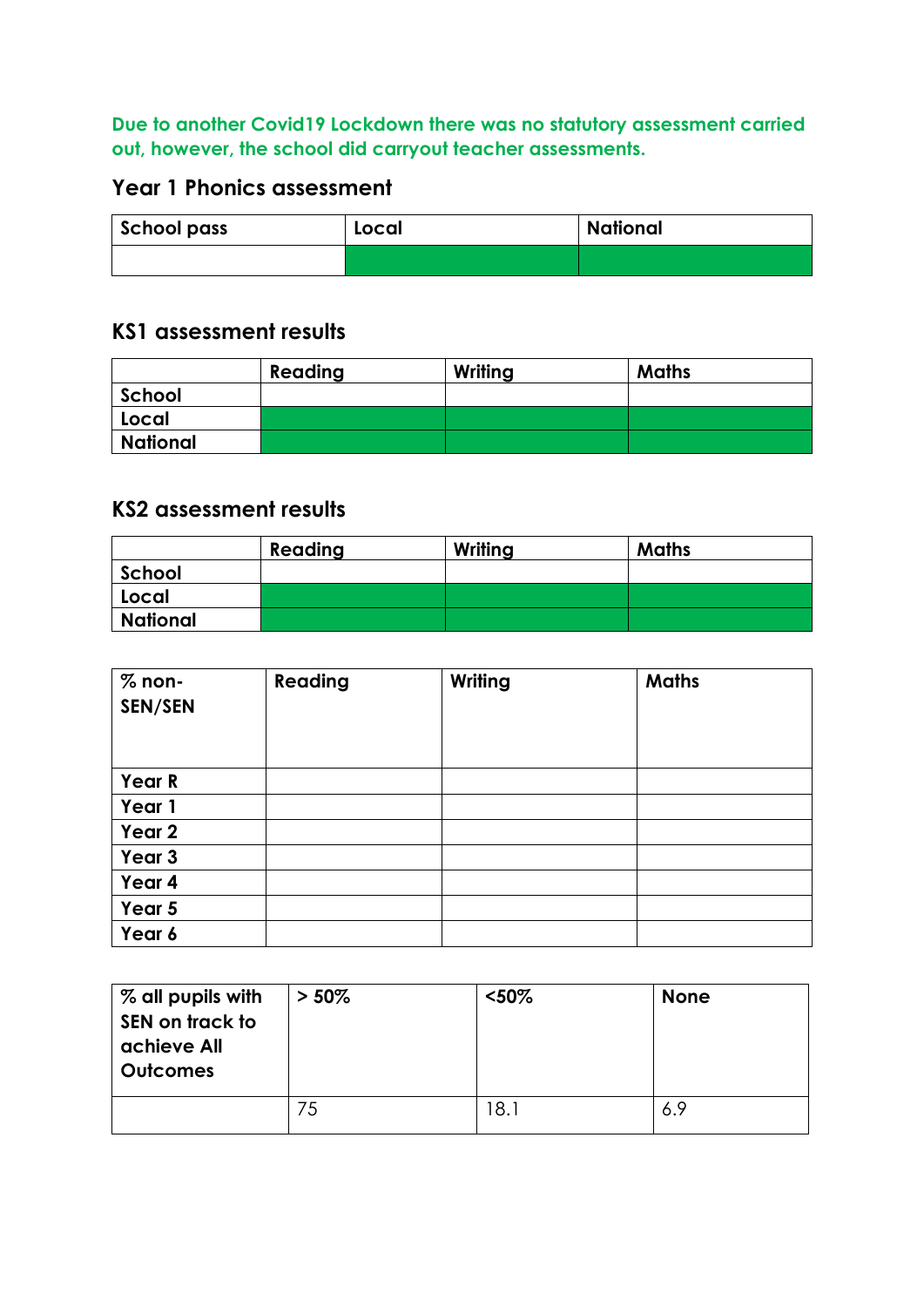**Due to another Covid19 Lockdown there was no statutory assessment carried out, however, the school did carryout teacher assessments.**

## Year 1 Phonics assessment

| School pass | Local | National |
|---|---|---|
| | | |

## KS1 assessment results

| | Reading | Writing | Maths |
|---|---|---|---|
| School | | | |
| Local | | | |
| National | | | |

## KS2 assessment results

| | Reading | Writing | Maths |
|---|---|---|---|
| School | | | |
| Local | | | |
| National | | | |

| % non-SEN/SEN | Reading | Writing | Maths |
|---|---|---|---|
| Year R | | | |
| Year 1 | | | |
| Year 2 | | | |
| Year 3 | | | |
| Year 4 | | | |
| Year 5 | | | |
| Year 6 | | | |

| % all pupils with SEN on track to achieve All Outcomes | > 50% | <50% | None |
|---|---|---|---|
| | 75 | 18.1 | 6.9 |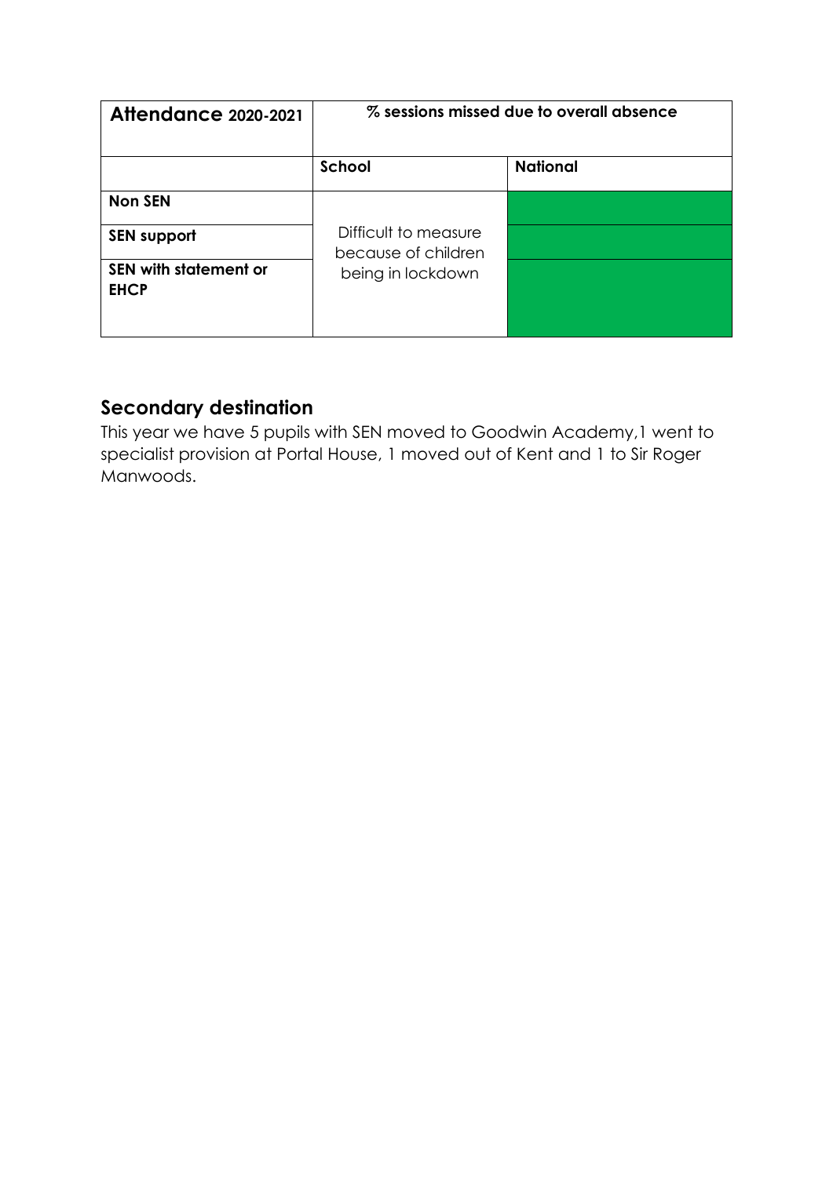| Attendance 2020-2021 | % sessions missed due to overall absence | |
|---|---|---|
| | **School** | **National** |
| **Non SEN** | Difficult to measure because of children being in lockdown | |
| **SEN support** | | |
| **SEN with statement or EHCP** | | |

## Secondary destination

This year we have 5 pupils with SEN moved to Goodwin Academy,1 went to specialist provision at Portal House, 1 moved out of Kent and 1 to Sir Roger Manwoods.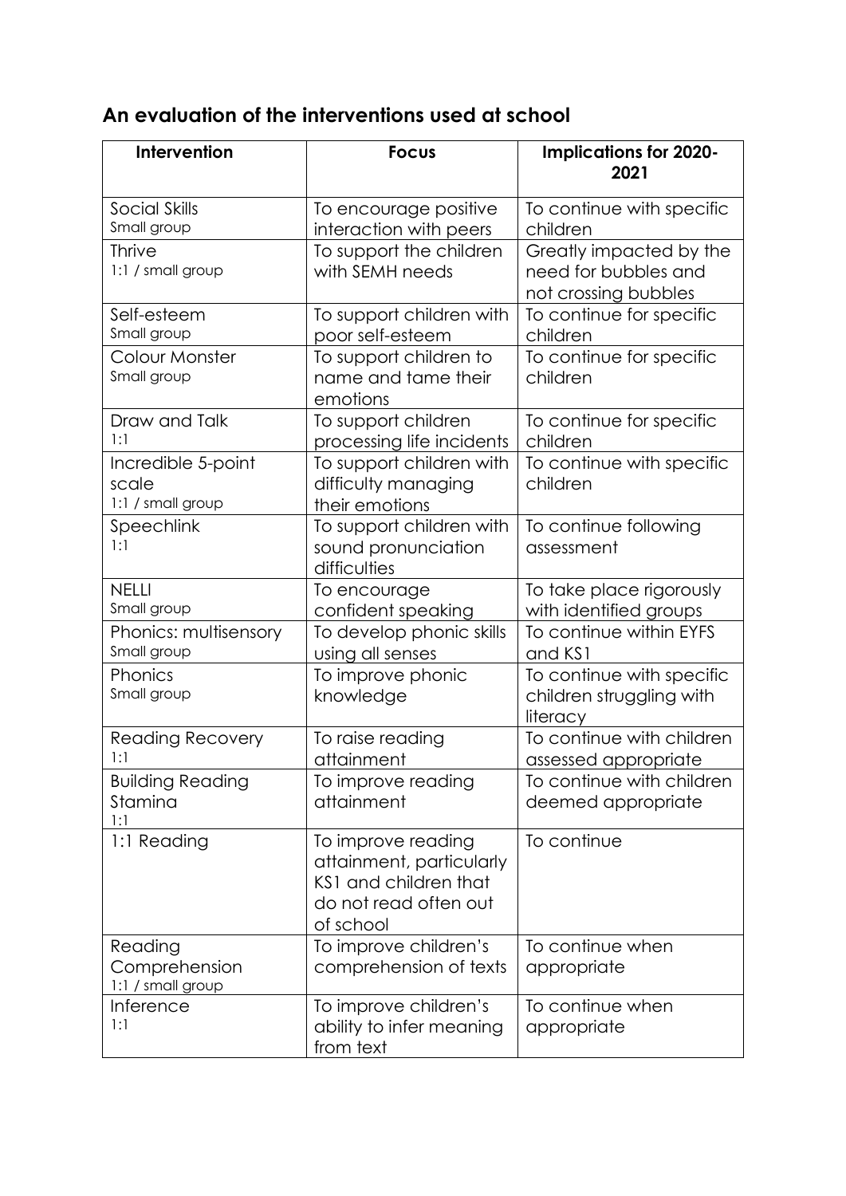## An evaluation of the interventions used at school

| Intervention | Focus | Implications for 2020-2021 |
|---|---|---|
| Social Skills<br>Small group | To encourage positive interaction with peers | To continue with specific children |
| Thrive<br>1:1 / small group | To support the children with SEMH needs | Greatly impacted by the need for bubbles and not crossing bubbles |
| Self-esteem<br>Small group | To support children with poor self-esteem | To continue for specific children |
| Colour Monster<br>Small group | To support children to name and tame their emotions | To continue for specific children |
| Draw and Talk<br>1:1 | To support children processing life incidents | To continue for specific children |
| Incredible 5-point scale<br>1:1 / small group | To support children with difficulty managing their emotions | To continue with specific children |
| Speechlink<br>1:1 | To support children with sound pronunciation difficulties | To continue following assessment |
| NELLI<br>Small group | To encourage confident speaking | To take place rigorously with identified groups |
| Phonics: multisensory<br>Small group | To develop phonic skills using all senses | To continue within EYFS and KS1 |
| Phonics<br>Small group | To improve phonic knowledge | To continue with specific children struggling with literacy |
| Reading Recovery<br>1:1 | To raise reading attainment | To continue with children assessed appropriate |
| Building Reading Stamina<br>1:1 | To improve reading attainment | To continue with children deemed appropriate |
| 1:1 Reading | To improve reading attainment, particularly KS1 and children that do not read often out of school | To continue |
| Reading Comprehension<br>1:1 / small group | To improve children's comprehension of texts | To continue when appropriate |
| Inference<br>1:1 | To improve children's ability to infer meaning from text | To continue when appropriate |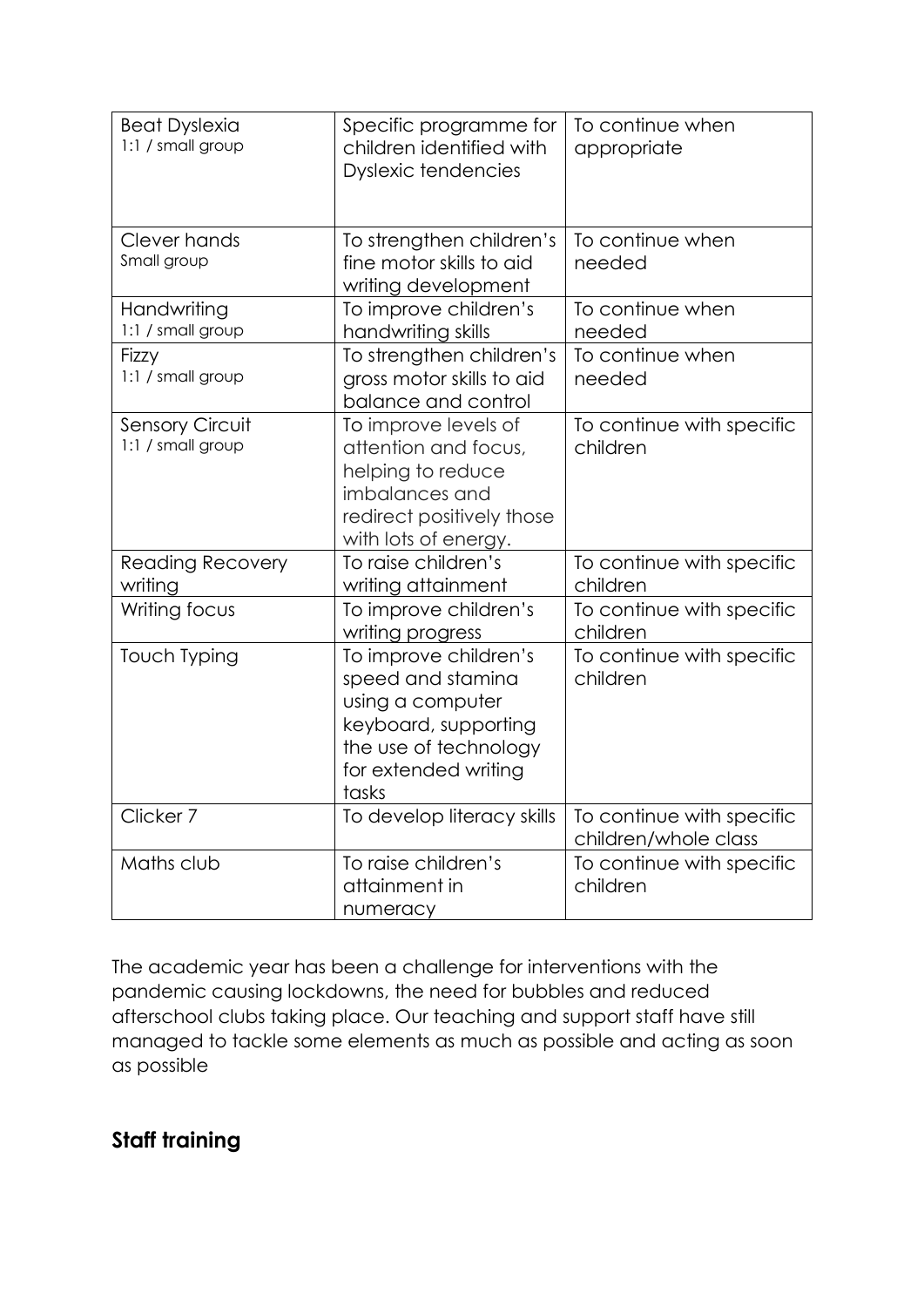| Beat Dyslexia 1:1 / small group | Specific programme for children identified with Dyslexic tendencies | To continue when appropriate |
| --- | --- | --- |
| Clever hands Small group | To strengthen children's fine motor skills to aid writing development | To continue when needed |
| Handwriting 1:1 / small group | To improve children's handwriting skills | To continue when needed |
| Fizzy 1:1 / small group | To strengthen children's gross motor skills to aid balance and control | To continue when needed |
| Sensory Circuit 1:1 / small group | To improve levels of attention and focus, helping to reduce imbalances and redirect positively those with lots of energy. | To continue with specific children |
| Reading Recovery writing | To raise children's writing attainment | To continue with specific children |
| Writing focus | To improve children's writing progress | To continue with specific children |
| Touch Typing | To improve children's speed and stamina using a computer keyboard, supporting the use of technology for extended writing tasks | To continue with specific children |
| Clicker 7 | To develop literacy skills | To continue with specific children/whole class |
| Maths club | To raise children's attainment in numeracy | To continue with specific children |

The academic year has been a challenge for interventions with the pandemic causing lockdowns, the need for bubbles and reduced afterschool clubs taking place. Our teaching and support staff have still managed to tackle some elements as much as possible and acting as soon as possible

## Staff training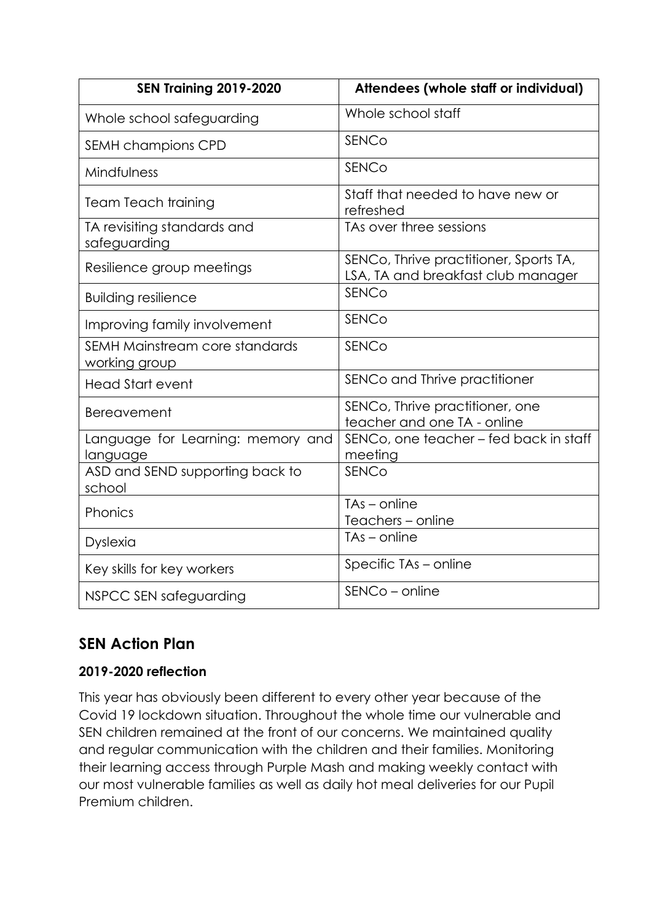| SEN Training 2019-2020 | Attendees (whole staff or individual) |
|---|---|
| Whole school safeguarding | Whole school staff |
| SEMH champions CPD | SENCo |
| Mindfulness | SENCo |
| Team Teach training | Staff that needed to have new or refreshed |
| TA revisiting standards and safeguarding | TAs over three sessions |
| Resilience group meetings | SENCo, Thrive practitioner, Sports TA, LSA, TA and breakfast club manager |
| Building resilience | SENCo |
| Improving family involvement | SENCo |
| SEMH Mainstream core standards working group | SENCo |
| Head Start event | SENCo and Thrive practitioner |
| Bereavement | SENCo, Thrive practitioner, one teacher and one TA - online |
| Language for Learning: memory and language | SENCo, one teacher – fed back in staff meeting |
| ASD and SEND supporting back to school | SENCo |
| Phonics | TAs – online<br>Teachers – online |
| Dyslexia | TAs – online |
| Key skills for key workers | Specific TAs – online |
| NSPCC SEN safeguarding | SENCo – online |

## SEN Action Plan

### 2019-2020 reflection

This year has obviously been different to every other year because of the Covid 19 lockdown situation. Throughout the whole time our vulnerable and SEN children remained at the front of our concerns. We maintained quality and regular communication with the children and their families. Monitoring their learning access through Purple Mash and making weekly contact with our most vulnerable families as well as daily hot meal deliveries for our Pupil Premium children.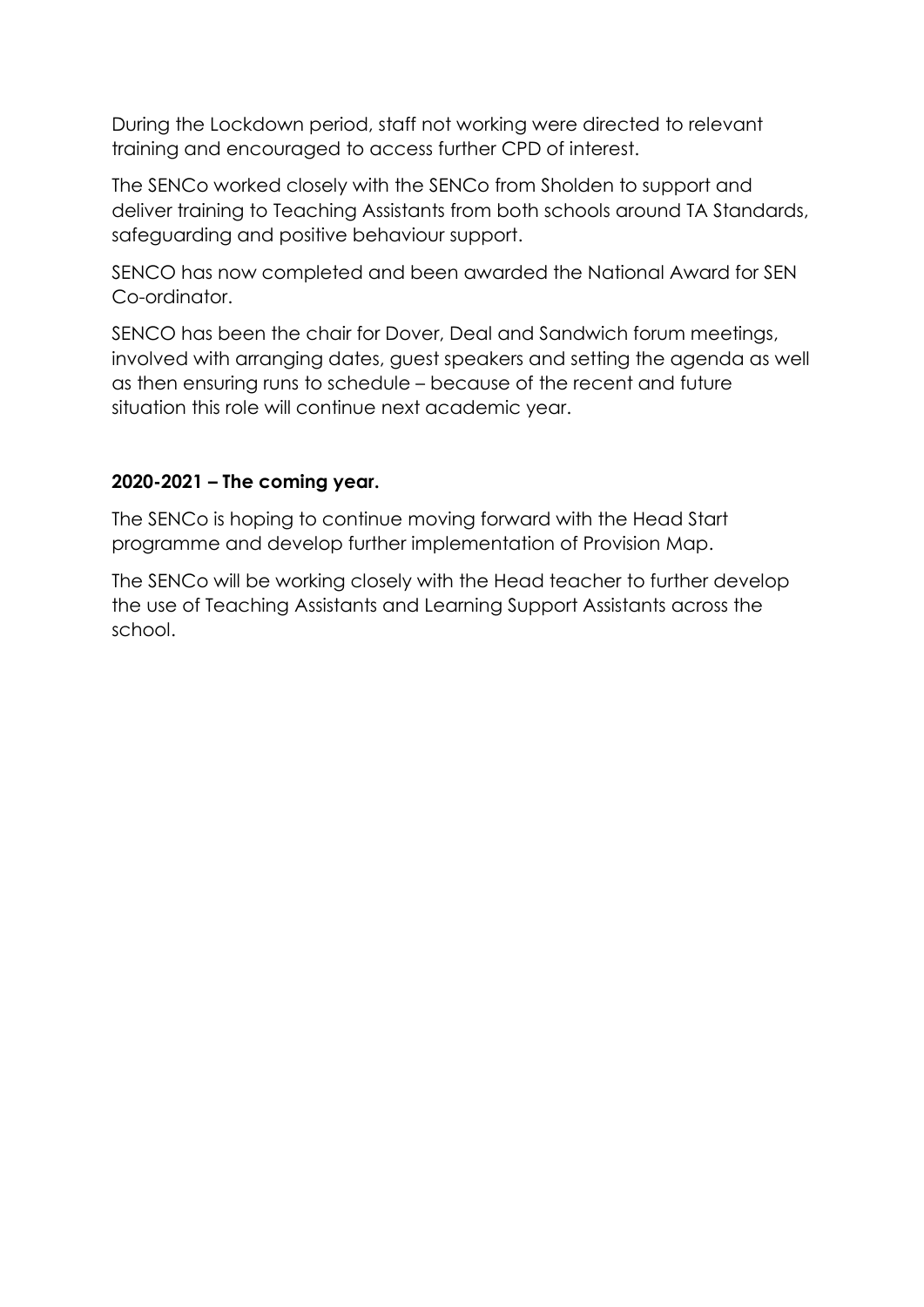During the Lockdown period, staff not working were directed to relevant training and encouraged to access further CPD of interest.

The SENCo worked closely with the SENCo from Sholden to support and deliver training to Teaching Assistants from both schools around TA Standards, safeguarding and positive behaviour support.

SENCO has now completed and been awarded the National Award for SEN Co-ordinator.

SENCO has been the chair for Dover, Deal and Sandwich forum meetings, involved with arranging dates, guest speakers and setting the agenda as well as then ensuring runs to schedule – because of the recent and future situation this role will continue next academic year.

**2020-2021 – The coming year.**

The SENCo is hoping to continue moving forward with the Head Start programme and develop further implementation of Provision Map.

The SENCo will be working closely with the Head teacher to further develop the use of Teaching Assistants and Learning Support Assistants across the school.